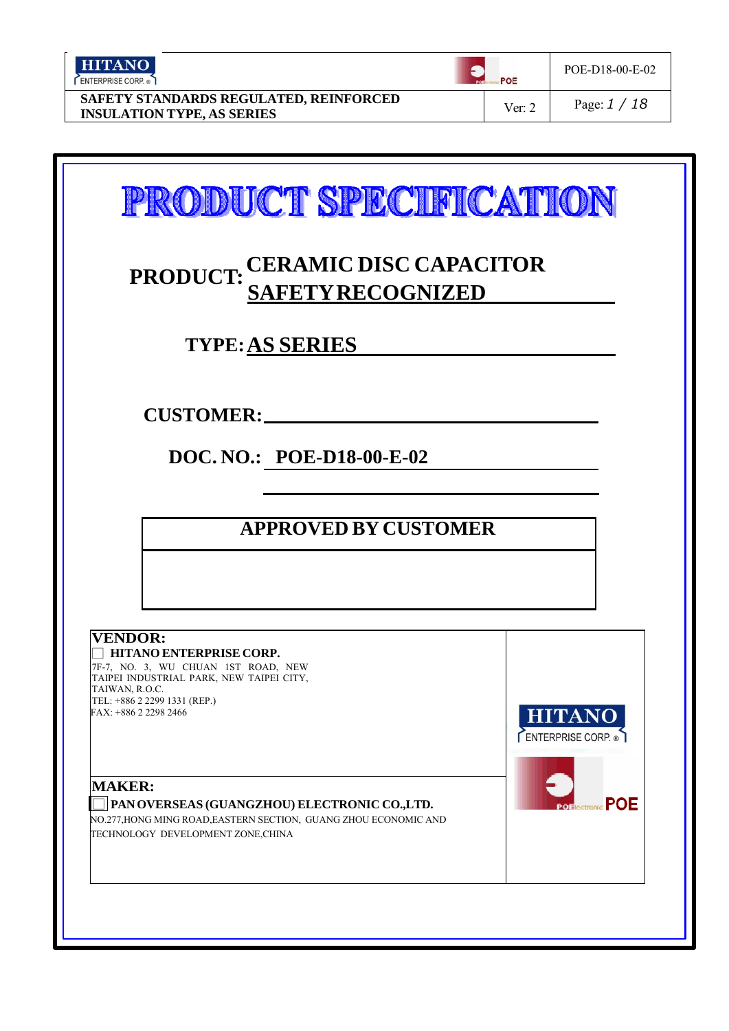# PRODUCT SPECIFICATION

**PRODUCT:** **CERAMIC DISC CAPACITOR SAFETY RECOGNIZED**

**TYPE:** **AS SERIES**

**CUSTOMER:** ____________________

**DOC. NO.:** **POE-D18-00-E-02**

| APPROVED BY CUSTOMER |
|---|
| |

| VENDOR: | |
|---|---|
| ☐ **HITANO ENTERPRISE CORP.**<br>7F-7, NO. 3, WU CHUAN 1ST ROAD, NEW TAIPEI INDUSTRIAL PARK, NEW TAIPEI CITY, TAIWAN, R.O.C.<br>TEL: +886 2 2299 1331 (REP.)<br>FAX: +886 2 2298 2466 | HITANO ENTERPRISE CORP. ®<br>POE |
| **MAKER:**<br>☐ **PAN OVERSEAS (GUANGZHOU) ELECTRONIC CO.,LTD.**<br>NO.277,HONG MING ROAD,EASTERN SECTION, GUANG ZHOU ECONOMIC AND TECHNOLOGY DEVELOPMENT ZONE,CHINA | |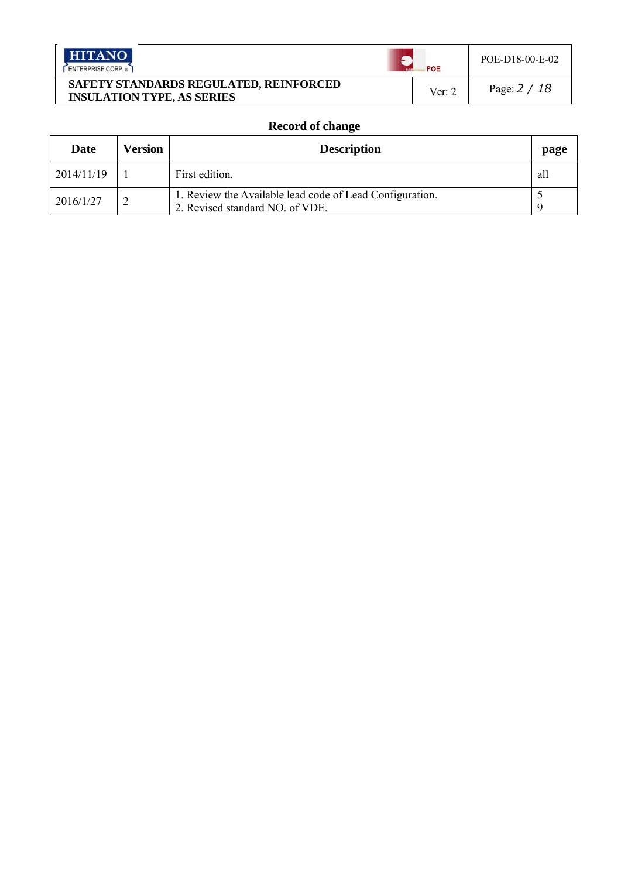## Record of change

| Date | Version | Description | page |
|---|---|---|---|
| 2014/11/19 | 1 | First edition. | all |
| 2016/1/27 | 2 | 1. Review the Available lead code of Lead Configuration.<br>2. Revised standard NO. of VDE. | 5<br>9 |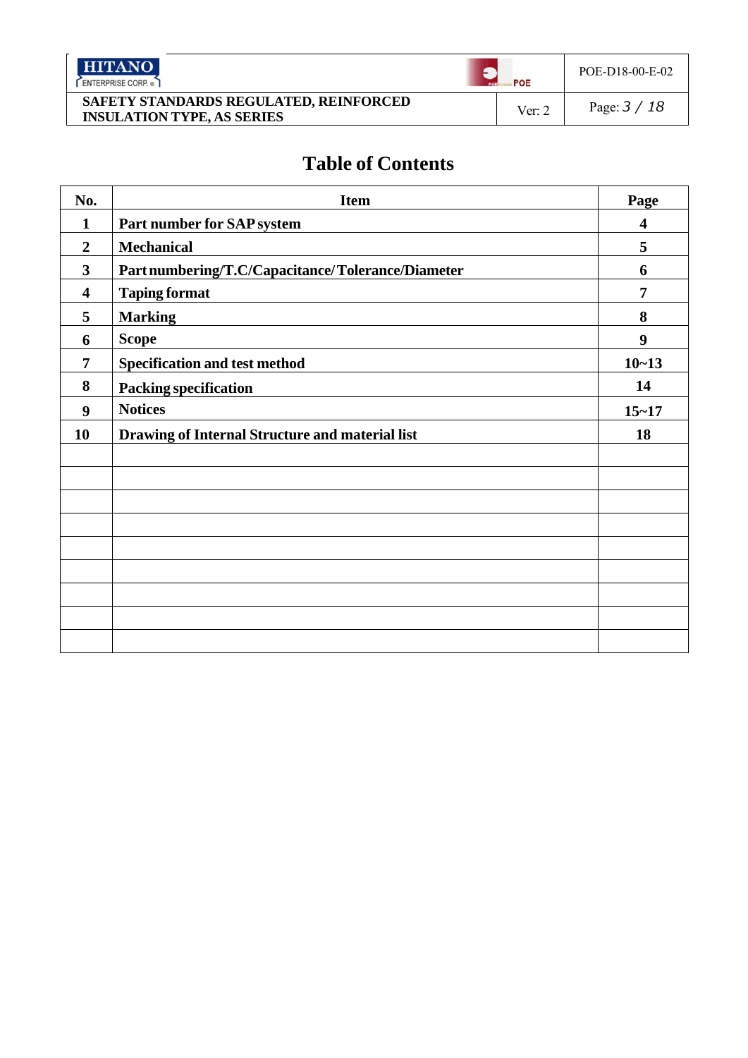# Table of Contents

| No. | Item | Page |
|---|---|---|
| 1 | **Part number for SAP system** | 4 |
| 2 | **Mechanical** | 5 |
| 3 | **Part numbering/T.C/Capacitance/Tolerance/Diameter** | 6 |
| 4 | **Taping format** | 7 |
| 5 | **Marking** | 8 |
| 6 | **Scope** | 9 |
| 7 | **Specification and test method** | 10~13 |
| 8 | **Packing specification** | 14 |
| 9 | **Notices** | 15~17 |
| 10 | **Drawing of Internal Structure and material list** | 18 |
| | | |
| | | |
| | | |
| | | |
| | | |
| | | |
| | | |
| | | |
| | | |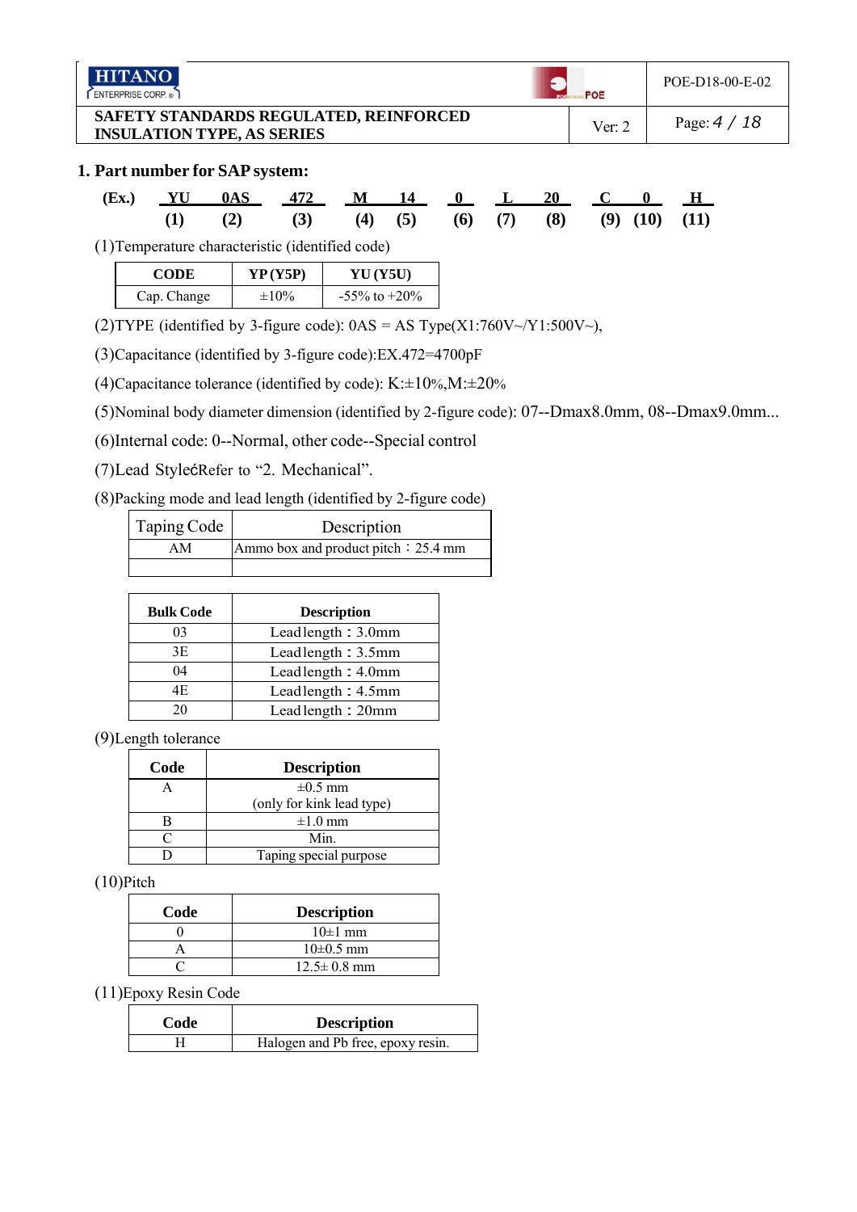## 1. Part number for SAP system:

(Ex.) YU 0AS 472 M 14 0 L 20 C 0 H
(1) (2) (3) (4) (5) (6) (7) (8) (9) (10) (11)

(1)Temperature characteristic (identified code)

| CODE | YP (Y5P) | YU (Y5U) |
|---|---|---|
| Cap. Change | ±10% | -55% to +20% |

(2)TYPE (identified by 3-figure code): 0AS = AS Type(X1:760V~/Y1:500V~),

(3)Capacitance (identified by 3-figure code):EX.472=4700pF

(4)Capacitance tolerance (identified by code): K:±10%,M:±20%

(5)Nominal body diameter dimension (identified by 2-figure code): 07--Dmax8.0mm, 08--Dmax9.0mm...

(6)Internal code: 0--Normal, other code--Special control

(7)Lead StylećRefer to "2. Mechanical".

(8)Packing mode and lead length (identified by 2-figure code)

| Taping Code | Description |
|---|---|
| AM | Ammo box and product pitch：25.4 mm |
| | |

| Bulk Code | Description |
|---|---|
| 03 | Lead length：3.0mm |
| 3E | Lead length：3.5mm |
| 04 | Lead length：4.0mm |
| 4E | Lead length：4.5mm |
| 20 | Lead length：20mm |

(9)Length tolerance

| Code | Description |
|---|---|
| A | ±0.5 mm (only for kink lead type) |
| B | ±1.0 mm |
| C | Min. |
| D | Taping special purpose |

(10)Pitch

| Code | Description |
|---|---|
| 0 | 10±1 mm |
| A | 10±0.5 mm |
| C | 12.5± 0.8 mm |

(11)Epoxy Resin Code

| Code | Description |
|---|---|
| H | Halogen and Pb free, epoxy resin. |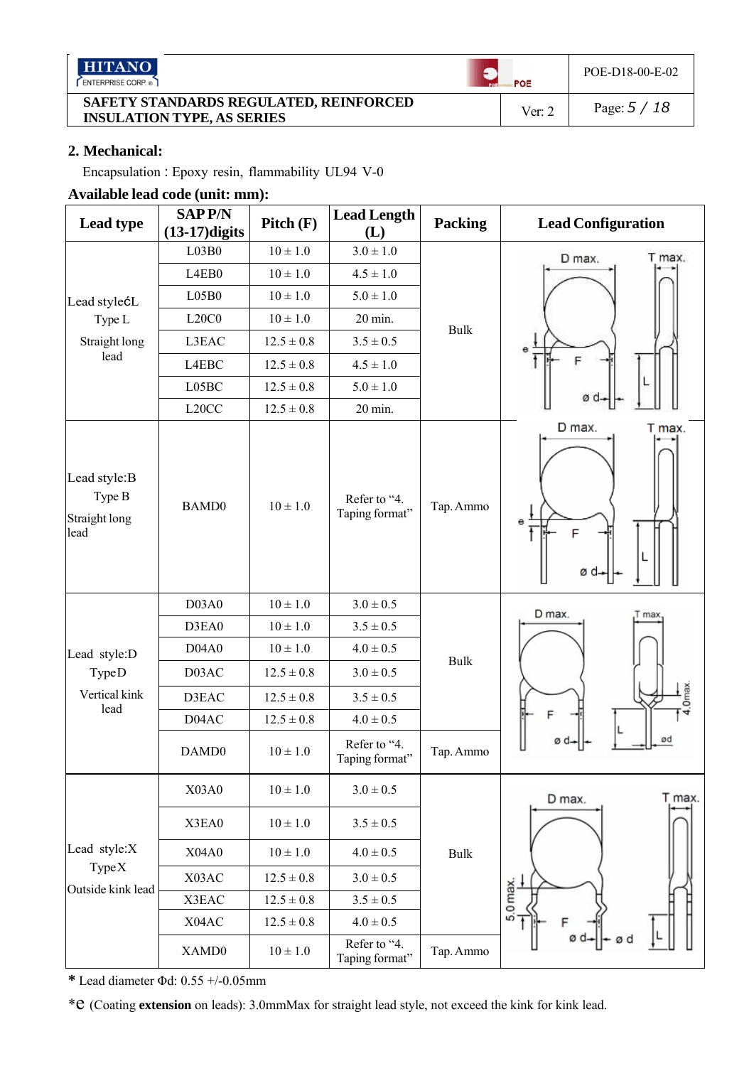## 2. Mechanical:

Encapsulation : Epoxy resin, flammability UL94 V-0

### Available lead code (unit: mm):

| Lead type | SAP P/N (13-17)digits | Pitch (F) | Lead Length (L) | Packing | Lead Configuration |
|---|---|---|---|---|---|
| Lead style:L Type L Straight long lead | L03B0 | 10 ± 1.0 | 3.0 ± 1.0 | Bulk | |
| | L4EB0 | 10 ± 1.0 | 4.5 ± 1.0 | | |
| | L05B0 | 10 ± 1.0 | 5.0 ± 1.0 | | |
| | L20C0 | 10 ± 1.0 | 20 min. | | |
| | L3EAC | 12.5 ± 0.8 | 3.5 ± 0.5 | | |
| | L4EBC | 12.5 ± 0.8 | 4.5 ± 1.0 | | |
| | L05BC | 12.5 ± 0.8 | 5.0 ± 1.0 | | |
| | L20CC | 12.5 ± 0.8 | 20 min. | | |
| Lead style:B Type B Straight long lead | BAMD0 | 10 ± 1.0 | Refer to "4. Taping format" | Tap. Ammo | |
| Lead style:D TypeD Vertical kink lead | D03A0 | 10 ± 1.0 | 3.0 ± 0.5 | Bulk | |
| | D3EA0 | 10 ± 1.0 | 3.5 ± 0.5 | | |
| | D04A0 | 10 ± 1.0 | 4.0 ± 0.5 | | |
| | D03AC | 12.5 ± 0.8 | 3.0 ± 0.5 | | |
| | D3EAC | 12.5 ± 0.8 | 3.5 ± 0.5 | | |
| | D04AC | 12.5 ± 0.8 | 4.0 ± 0.5 | | |
| | DAMD0 | 10 ± 1.0 | Refer to "4. Taping format" | Tap. Ammo | |
| Lead style:X TypeX Outside kink lead | X03A0 | 10 ± 1.0 | 3.0 ± 0.5 | Bulk | |
| | X3EA0 | 10 ± 1.0 | 3.5 ± 0.5 | | |
| | X04A0 | 10 ± 1.0 | 4.0 ± 0.5 | | |
| | X03AC | 12.5 ± 0.8 | 3.0 ± 0.5 | | |
| | X3EAC | 12.5 ± 0.8 | 3.5 ± 0.5 | | |
| | X04AC | 12.5 ± 0.8 | 4.0 ± 0.5 | | |
| | XAMD0 | 10 ± 1.0 | Refer to "4. Taping format" | Tap. Ammo | |

\* Lead diameter Φd: 0.55 +/-0.05mm

*e (Coating **extension** on leads): 3.0mmMax for straight lead style, not exceed the kink for kink lead.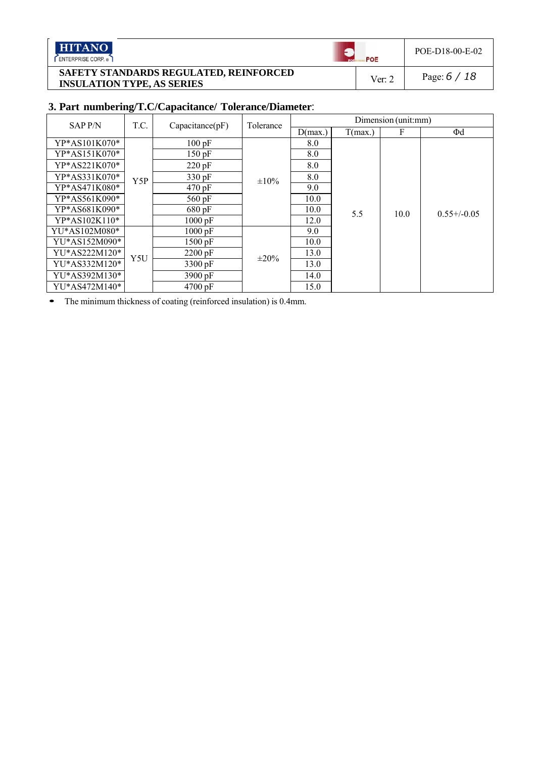## 3. Part numbering/T.C/Capacitance/ Tolerance/Diameter:

| SAP P/N | T.C. | Capacitance(pF) | Tolerance | Dimension (unit:mm) | | | |
|---|---|---|---|---|---|---|---|
| | | | | D(max.) | T(max.) | F | Φd |
| YP*AS101K070* | Y5P | 100 pF | ±10% | 8.0 | 5.5 | 10.0 | 0.55+/-0.05 |
| YP*AS151K070* | | 150 pF | | 8.0 | | | |
| YP*AS221K070* | | 220 pF | | 8.0 | | | |
| YP*AS331K070* | | 330 pF | | 8.0 | | | |
| YP*AS471K080* | | 470 pF | | 9.0 | | | |
| YP*AS561K090* | | 560 pF | | 10.0 | | | |
| YP*AS681K090* | | 680 pF | | 10.0 | | | |
| YP*AS102K110* | | 1000 pF | | 12.0 | | | |
| YU*AS102M080* | Y5U | 1000 pF | ±20% | 9.0 | | | |
| YU*AS152M090* | | 1500 pF | | 10.0 | | | |
| YU*AS222M120* | | 2200 pF | | 13.0 | | | |
| YU*AS332M120* | | 3300 pF | | 13.0 | | | |
| YU*AS392M130* | | 3900 pF | | 14.0 | | | |
| YU*AS472M140* | | 4700 pF | | 15.0 | | | |

- The minimum thickness of coating (reinforced insulation) is 0.4mm.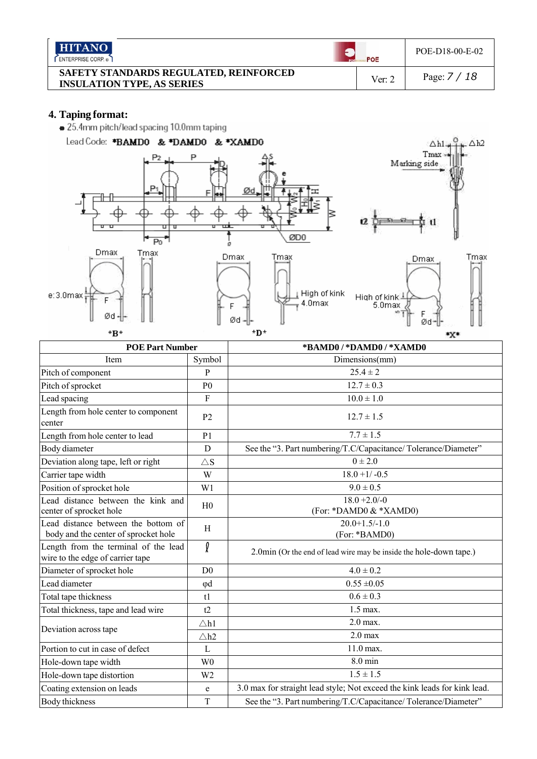## 4. Taping format:

- 25.4mm pitch/lead spacing 10.0mm taping

Lead Code: *BAMD0 & *DAMD0 & *XAMD0

| POE Part Number | | *BAMD0 / *DAMD0 / *XAMD0 |
|---|---|---|
| Item | Symbol | Dimensions(mm) |
| Pitch of component | P | 25.4 ± 2 |
| Pitch of sprocket | P0 | 12.7 ± 0.3 |
| Lead spacing | F | 10.0 ± 1.0 |
| Length from hole center to component center | P2 | 12.7 ± 1.5 |
| Length from hole center to lead | P1 | 7.7 ± 1.5 |
| Body diameter | D | See the "3. Part numbering/T.C/Capacitance/ Tolerance/Diameter" |
| Deviation along tape, left or right | △S | 0 ± 2.0 |
| Carrier tape width | W | 18.0 +1/ -0.5 |
| Position of sprocket hole | W1 | 9.0 ± 0.5 |
| Lead distance between the kink and center of sprocket hole | H0 | 18.0 +2.0/-0 (For: *DAMD0 & *XAMD0) |
| Lead distance between the bottom of body and the center of sprocket hole | H | 20.0+1.5/-1.0 (For: *BAMD0) |
| Length from the terminal of the lead wire to the edge of carrier tape | ℓ | 2.0min (Or the end of lead wire may be inside the hole-down tape.) |
| Diameter of sprocket hole | D0 | 4.0 ± 0.2 |
| Lead diameter | φd | 0.55 ±0.05 |
| Total tape thickness | t1 | 0.6 ± 0.3 |
| Total thickness, tape and lead wire | t2 | 1.5 max. |
| Deviation across tape | △h1 | 2.0 max. |
| | △h2 | 2.0 max |
| Portion to cut in case of defect | L | 11.0 max. |
| Hole-down tape width | W0 | 8.0 min |
| Hole-down tape distortion | W2 | 1.5 ± 1.5 |
| Coating extension on leads | e | 3.0 max for straight lead style; Not exceed the kink leads for kink lead. |
| Body thickness | T | See the "3. Part numbering/T.C/Capacitance/ Tolerance/Diameter" |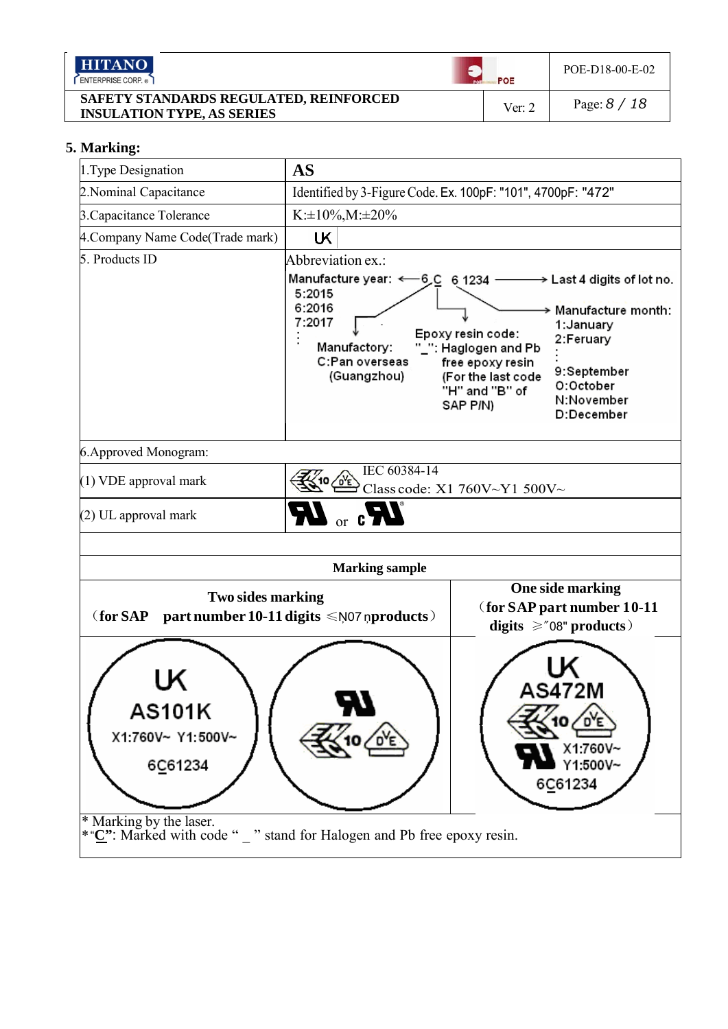## 5. Marking:

| 1.Type Designation | AS |
|---|---|
| 2.Nominal Capacitance | Identified by 3-Figure Code. Ex. 100pF: "101", 4700pF: "472" |
| 3.Capacitance Tolerance | K:±10%,M:±20% |
| 4.Company Name Code(Trade mark) | UK |
| 5. Products ID | Abbreviation ex.: 6C 61234 — Manufacture year: 5:2015, 6:2016, 7:2017, ⋮ — Manufactory: C:Pan overseas (Guangzhou) — Epoxy resin code: "_": Haglogen and Pb free epoxy resin (For the last code "H" and "B" of SAP P/N) — Manufacture month: 1:January, 2:Feruary, ⋮, 9:September, O:October, N:November, D:December — Last 4 digits of lot no. |
| 6.Approved Monogram: | |
| (1) VDE approval mark | IEC 60384-14 Class code: X1 760V~Y1 500V~ |
| (2) UL approval mark | or |

**Marking sample**

| Two sides marking (for SAP part number 10-11 digits ≤N07 products) | One side marking (for SAP part number 10-11 digits ≥"08" products) |
|---|---|
| UK AS101K X1:760V~ Y1:500V~ 6C61234 | UK AS472M X1:760V~ Y1:500V~ 6C61234 |

\* Marking by the laser.

\*"C": Marked with code " _ " stand for Halogen and Pb free epoxy resin.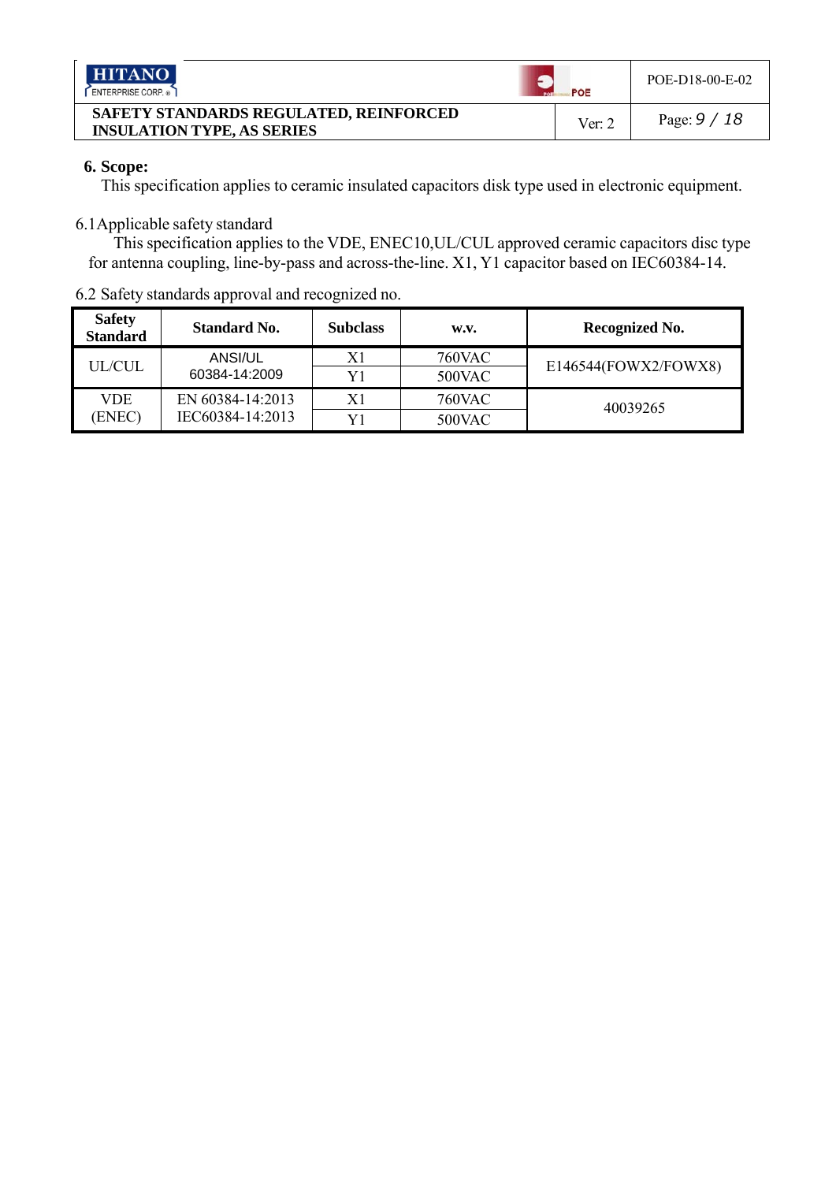## 6. Scope:

This specification applies to ceramic insulated capacitors disk type used in electronic equipment.

6.1Applicable safety standard

This specification applies to the VDE, ENEC10,UL/CUL approved ceramic capacitors disc type for antenna coupling, line-by-pass and across-the-line. X1, Y1 capacitor based on IEC60384-14.

6.2 Safety standards approval and recognized no.

| Safety Standard | Standard No. | Subclass | w.v. | Recognized No. |
|---|---|---|---|---|
| UL/CUL | ANSI/UL 60384-14:2009 | X1 | 760VAC | E146544(FOWX2/FOWX8) |
| | | Y1 | 500VAC | |
| VDE (ENEC) | EN 60384-14:2013 IEC60384-14:2013 | X1 | 760VAC | 40039265 |
| | | Y1 | 500VAC | |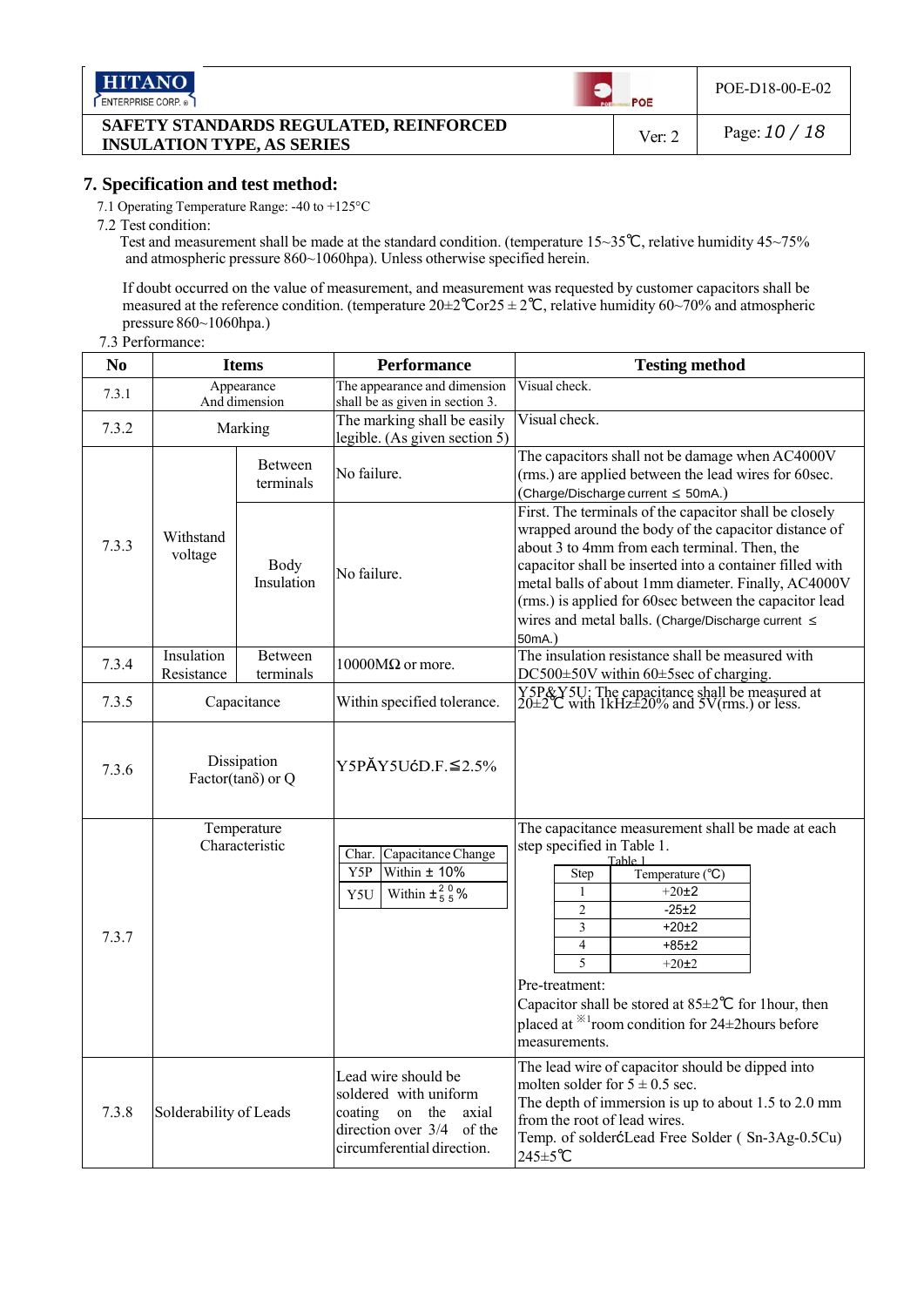## 7. Specification and test method:

7.1 Operating Temperature Range: -40 to +125°C

7.2 Test condition:

Test and measurement shall be made at the standard condition. (temperature 15~35℃, relative humidity 45~75% and atmospheric pressure 860~1060hpa). Unless otherwise specified herein.

If doubt occurred on the value of measurement, and measurement was requested by customer capacitors shall be measured at the reference condition. (temperature 20±2℃or25 ± 2℃, relative humidity 60~70% and atmospheric pressure 860~1060hpa.)

7.3 Performance:

| No | Items | | Performance | Testing method |
|---|---|---|---|---|
| 7.3.1 | Appearance And dimension | | The appearance and dimension shall be as given in section 3. | Visual check. |
| 7.3.2 | Marking | | The marking shall be easily legible. (As given section 5) | Visual check. |
| 7.3.3 | Withstand voltage | Between terminals | No failure. | The capacitors shall not be damage when AC4000V (rms.) are applied between the lead wires for 60sec. (Charge/Discharge current ≤ 50mA.) |
| | | Body Insulation | No failure. | First. The terminals of the capacitor shall be closely wrapped around the body of the capacitor distance of about 3 to 4mm from each terminal. Then, the capacitor shall be inserted into a container filled with metal balls of about 1mm diameter. Finally, AC4000V (rms.) is applied for 60sec between the capacitor lead wires and metal balls. (Charge/Discharge current ≤ 50mA.) |
| 7.3.4 | Insulation Resistance | Between terminals | 10000MΩ or more. | The insulation resistance shall be measured with DC500±50V within 60±5sec of charging. |
| 7.3.5 | Capacitance | | Within specified tolerance. | Y5P&Y5U: The capacitance shall be measured at 20±2℃ with 1kHz±20% and 5V(rms.) or less. |
| 7.3.6 | Dissipation Factor(tanδ) or Q | | Y5PĂY5UćD.F.≦2.5% | |
| 7.3.7 | Temperature Characteristic | | Char. / Capacitance Change: Y5P – Within ± 10%; Y5U – Within $\pm^{20}_{55}$% | The capacitance measurement shall be made at each step specified in Table 1.<br>Table 1<br>Step 1: +20±2; Step 2: -25±2; Step 3: +20±2; Step 4: +85±2; Step 5: +20±2 (Temperature (℃))<br>Pre-treatment:<br>Capacitor shall be stored at 85±2℃ for 1hour, then placed at ※1room condition for 24±2hours before measurements. |
| 7.3.8 | Solderability of Leads | | Lead wire should be soldered with uniform coating on the axial direction over 3/4 of the circumferential direction. | The lead wire of capacitor should be dipped into molten solder for 5 ± 0.5 sec.<br>The depth of immersion is up to about 1.5 to 2.0 mm from the root of lead wires.<br>Temp. of solderćLead Free Solder ( Sn-3Ag-0.5Cu) 245±5℃ |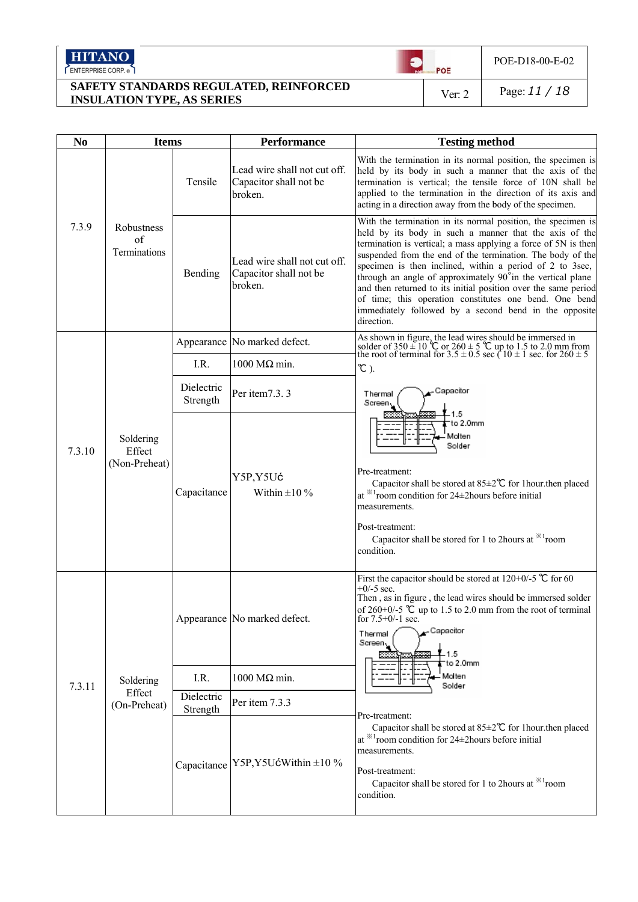**SAFETY STANDARDS REGULATED, REINFORCED INSULATION TYPE, AS SERIES**

POE-D18-00-E-02 | Ver: 2

| No | Items | | Performance | Testing method |
|---|---|---|---|---|
| 7.3.9 | Robustness of Terminations | Tensile | Lead wire shall not cut off. Capacitor shall not be broken. | With the termination in its normal position, the specimen is held by its body in such a manner that the axis of the termination is vertical; the tensile force of 10N shall be applied to the termination in the direction of its axis and acting in a direction away from the body of the specimen. |
| | | Bending | Lead wire shall not cut off. Capacitor shall not be broken. | With the termination in its normal position, the specimen is held by its body in such a manner that the axis of the termination is vertical; a mass applying a force of 5N is then suspended from the end of the termination. The body of the specimen is then inclined, within a period of 2 to 3sec, through an angle of approximately 90° in the vertical plane and then returned to its initial position over the same period of time; this operation constitutes one bend. One bend immediately followed by a second bend in the opposite direction. |
| 7.3.10 | Soldering Effect (Non-Preheat) | Appearance | No marked defect. | As shown in figure, the lead wires should be immersed in solder of 350 ± 10 ℃ or 260 ± 5 ℃ up to 1.5 to 2.0 mm from the root of terminal for 3.5 ± 0.5 sec ( 10 ± 1 sec. for 260 ± 5 ℃ ).<br>[Figure: Thermal Screen, Capacitor, 1.5 to 2.0mm, Molten Solder]<br>Pre-treatment:<br>Capacitor shall be stored at 85±2℃ for 1hour.then placed at ※1room condition for 24±2hours before initial measurements.<br>Post-treatment:<br>Capacitor shall be stored for 1 to 2hours at ※1room condition. |
| | | I.R. | 1000 MΩ min. | |
| | | Dielectric Strength | Per item7.3. 3 | |
| | | Capacitance | Y5P,Y5U: Within ±10 % | |
| 7.3.11 | Soldering Effect (On-Preheat) | Appearance | No marked defect. | First the capacitor should be stored at 120+0/-5 ℃ for 60 +0/-5 sec.<br>Then , as in figure , the lead wires should be immersed solder of 260+0/-5 ℃ up to 1.5 to 2.0 mm from the root of terminal for 7.5+0/-1 sec.<br>[Figure: Thermal Screen, Capacitor, 1.5 to 2.0mm, Molten Solder]<br>Pre-treatment:<br>Capacitor shall be stored at 85±2℃ for 1hour.then placed at ※1room condition for 24±2hours before initial measurements.<br>Post-treatment:<br>Capacitor shall be stored for 1 to 2hours at ※1room condition. |
| | | I.R. | 1000 MΩ min. | |
| | | Dielectric Strength | Per item 7.3.3 | |
| | | Capacitance | Y5P,Y5U: Within ±10 % | |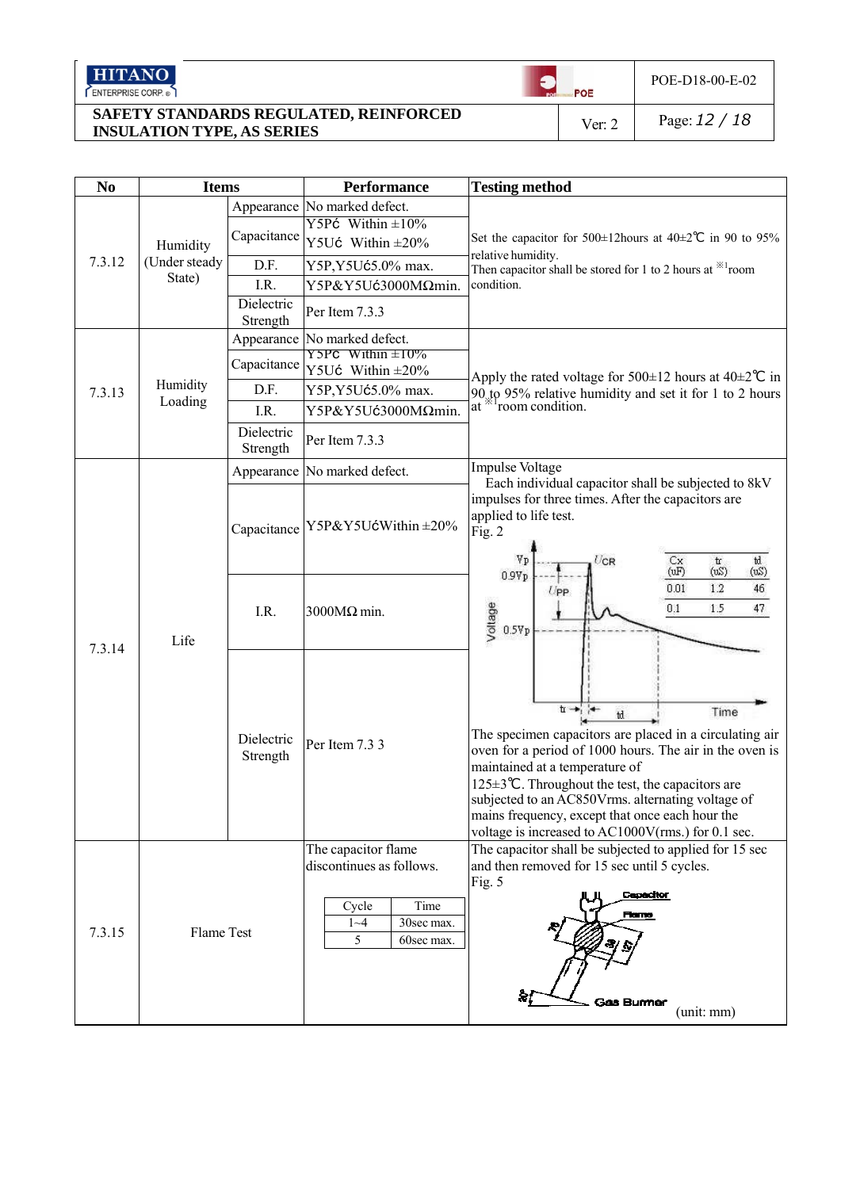| No | Items | | Performance | Testing method |
|---|---|---|---|---|
| 7.3.12 | Humidity (Under steady State) | Appearance | No marked defect. | Set the capacitor for 500±12hours at 40±2℃ in 90 to 95% relative humidity. Then capacitor shall be stored for 1 to 2 hours at ※1room condition. |
| | | Capacitance | Y5P Within ±10%<br>Y5U Within ±20% | |
| | | D.F. | Y5P,Y5U 5.0% max. | |
| | | I.R. | Y5P&Y5U 3000MΩmin. | |
| | | Dielectric Strength | Per Item 7.3.3 | |
| 7.3.13 | Humidity Loading | Appearance | No marked defect. | Apply the rated voltage for 500±12 hours at 40±2℃ in 90 to 95% relative humidity and set it for 1 to 2 hours at ※1room condition. |
| | | Capacitance | Y5P Within ±10%<br>Y5U Within ±20% | |
| | | D.F. | Y5P,Y5U 5.0% max. | |
| | | I.R. | Y5P&Y5U 3000MΩmin. | |
| | | Dielectric Strength | Per Item 7.3.3 | |
| 7.3.14 | Life | Appearance | No marked defect. | Impulse Voltage<br>Each individual capacitor shall be subjected to 8kV impulses for three times. After the capacitors are applied to life test.<br>Fig. 2<br>(Cx (uF) 0.01: tr (uS) 1.2, td (uS) 46; Cx (uF) 0.1: tr (uS) 1.5, td (uS) 47) |
| | | Capacitance | Y5P&Y5U Within ±20% | |
| | | I.R. | 3000MΩ min. | |
| | | Dielectric Strength | Per Item 7.3 3 | The specimen capacitors are placed in a circulating air oven for a period of 1000 hours. The air in the oven is maintained at a temperature of 125±3℃. Throughout the test, the capacitors are subjected to an AC850Vrms. alternating voltage of mains frequency, except that once each hour the voltage is increased to AC1000V(rms.) for 0.1 sec. |
| 7.3.15 | Flame Test | | The capacitor flame discontinues as follows.<br><br>Cycle 1~4: Time 30sec max.<br>Cycle 5: Time 60sec max. | The capacitor shall be subjected to applied for 15 sec and then removed for 15 sec until 5 cycles.<br>Fig. 5<br>(unit: mm) |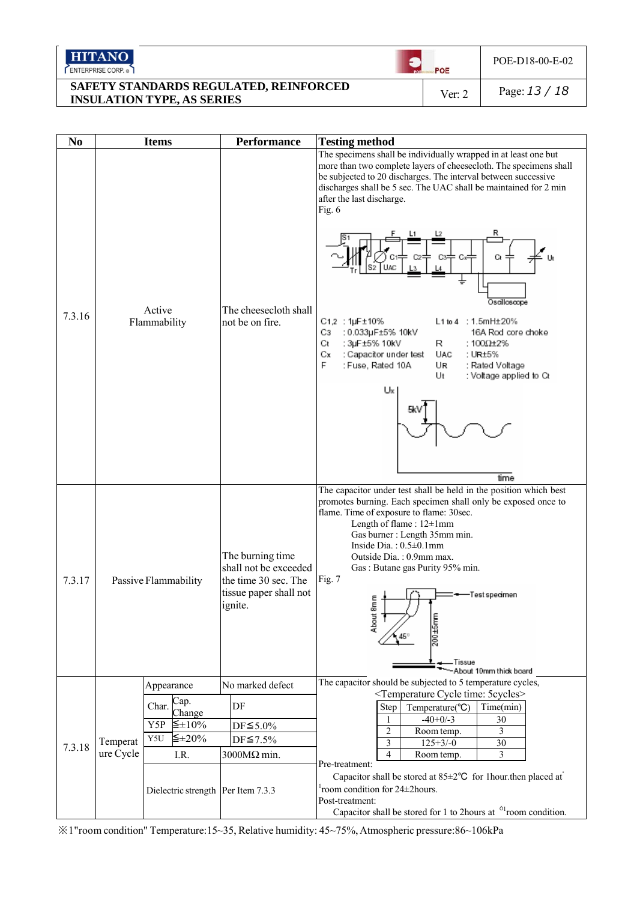| No | Items | | Performance | Testing method |
|---|---|---|---|---|
| 7.3.16 | Active Flammability | | The cheesecloth shall not be on fire. | The specimens shall be individually wrapped in at least one but more than two complete layers of cheesecloth. The specimens shall be subjected to 20 discharges. The interval between successive discharges shall be 5 sec. The UAC shall be maintained for 2 min after the last discharge.<br>Fig. 6<br>C1,2 : 1μF±10%; C3 : 0.033μF±5% 10kV; Ct : 3μF±5% 10kV; Cx : Capacitor under test; F : Fuse, Rated 10A; L1 to 4 : 1.5mH±20% 16A Rod core choke; R : 100Ω±2%; UAC : UR±5%; UR : Rated Voltage; Ut : Voltage applied to Ct |
| 7.3.17 | Passive Flammability | | The burning time shall not be exceeded the time 30 sec. The tissue paper shall not ignite. | The capacitor under test shall be held in the position which best promotes burning. Each specimen shall only be exposed once to flame. Time of exposure to flame: 30sec.<br>Length of flame : 12±1mm<br>Gas burner : Length 35mm min.<br>Inside Dia. : 0.5±0.1mm<br>Outside Dia. : 0.9mm max.<br>Gas : Butane gas Purity 95% min.<br>Fig. 7 |
| 7.3.18 | Temperature Cycle | Appearance | No marked defect | The capacitor should be subjected to 5 temperature cycles, |
| | | Char. / Cap. Change | DF | |
| | | Y5P ≦±10% | DF≦5.0% | |
| | | Y5U ≦±20% | DF≦7.5% | |
| | | I.R. | 3000MΩ min. | |
| | | Dielectric strength | Per Item 7.3.3 | |

<Temperature Cycle time: 5cycles>

| Step | Temperature(℃) | Time(min) |
|---|---|---|
| 1 | -40+0/-3 | 30 |
| 2 | Room temp. | 3 |
| 3 | 125+3/-0 | 30 |
| 4 | Room temp. | 3 |

Pre-treatment:
Capacitor shall be stored at 85±2℃ for 1hour.then placed at [1]room condition for 24±2hours.
Post-treatment:
Capacitor shall be stored for 1 to 2hours at [1]room condition.

※1"room condition" Temperature:15~35, Relative humidity: 45~75%, Atmospheric pressure:86~106kPa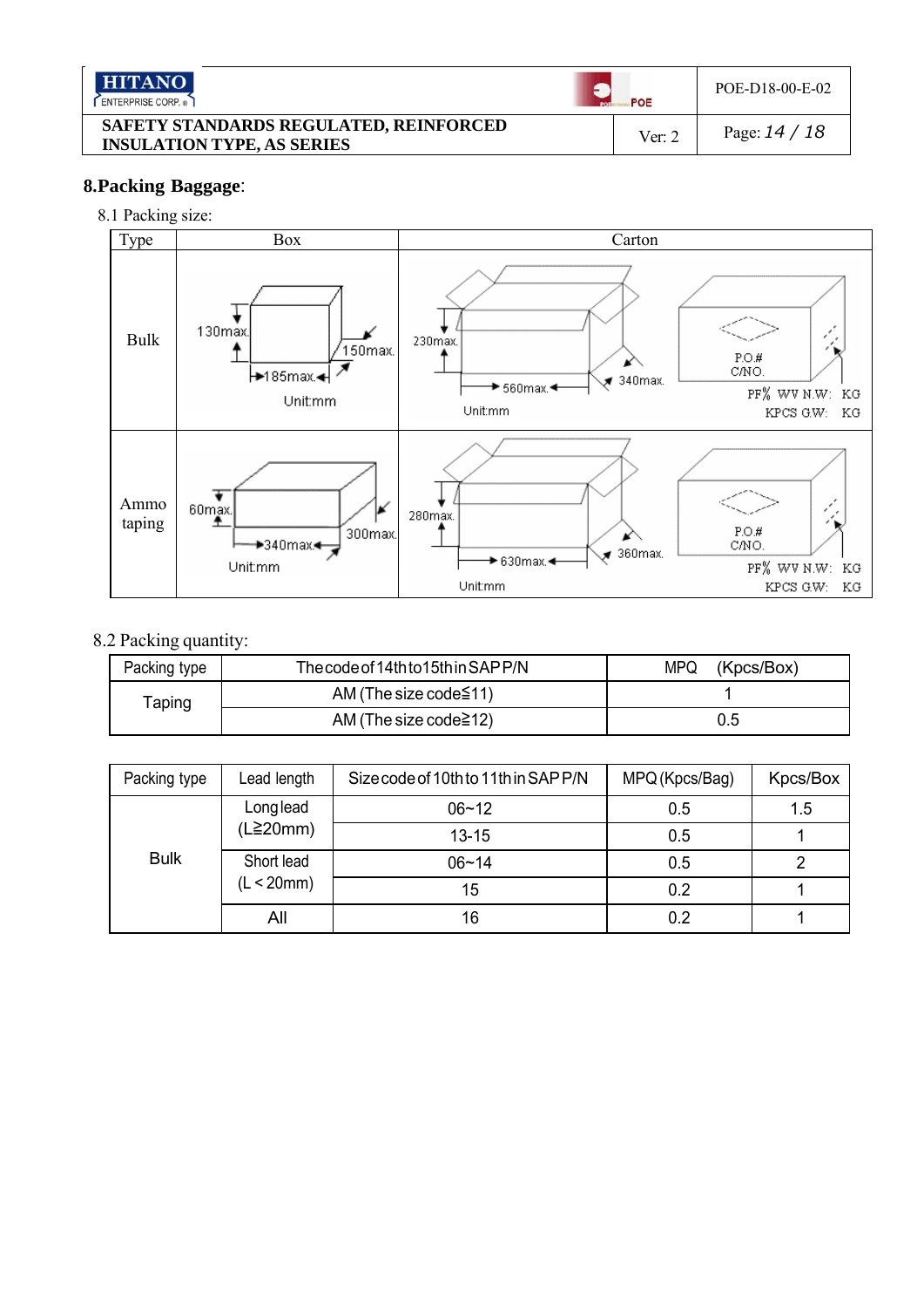## 8.Packing Baggage:

8.1 Packing size:

| Type | Box | Carton |
|---|---|---|
| Bulk | 130max. 150max. 185max. Unit:mm | 230max. 560max. 340max. Unit:mm P.O.# C/NO. PF% WV N.W: KG KPCS G.W: KG |
| Ammo taping | 60max. 340max. 300max. Unit:mm | 280max. 630max. 360max. Unit:mm P.O.# C/NO. PF% WV N.W: KG KPCS G.W: KG |

8.2 Packing quantity:

| Packing type | The code of 14th to 15th in SAP P/N | MPQ (Kpcs/Box) |
|---|---|---|
| Taping | AM (The size code≦11) | 1 |
| | AM (The size code≧12) | 0.5 |

| Packing type | Lead length | Size code of 10th to 11th in SAP P/N | MPQ (Kpcs/Bag) | Kpcs/Box |
|---|---|---|---|---|
| Bulk | Long lead (L≧20mm) | 06~12 | 0.5 | 1.5 |
| | | 13-15 | 0.5 | 1 |
| | Short lead (L < 20mm) | 06~14 | 0.5 | 2 |
| | | 15 | 0.2 | 1 |
| | All | 16 | 0.2 | 1 |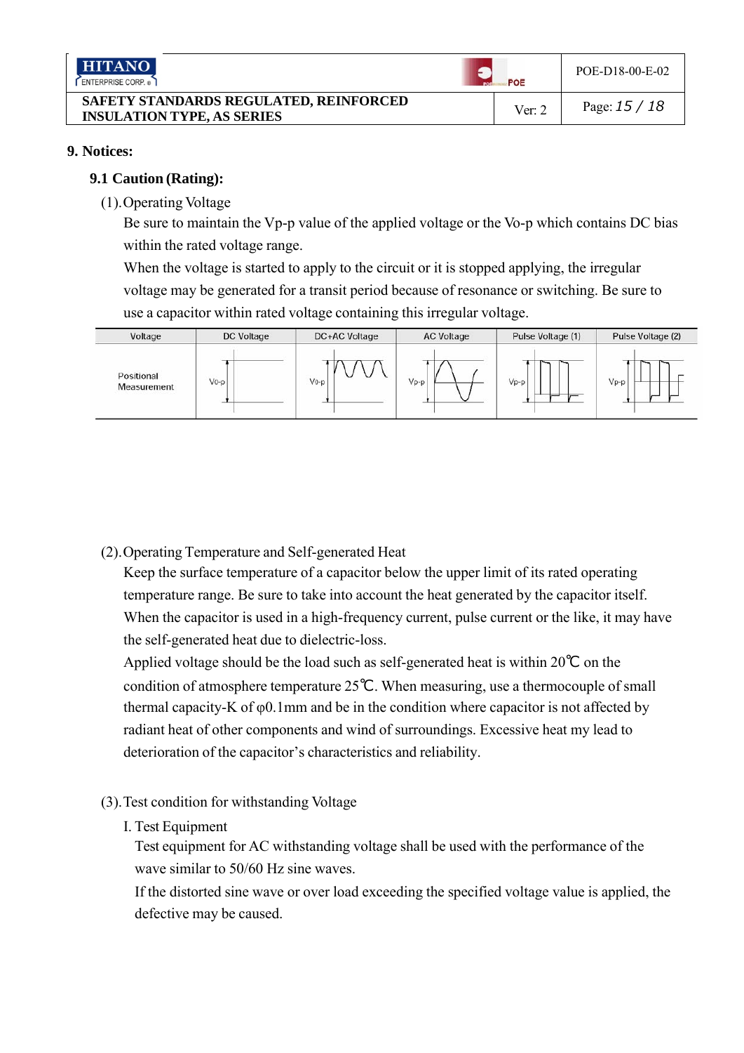## 9. Notices:

### 9.1 Caution (Rating):

(1). Operating Voltage

Be sure to maintain the Vp-p value of the applied voltage or the Vo-p which contains DC bias within the rated voltage range.

When the voltage is started to apply to the circuit or it is stopped applying, the irregular voltage may be generated for a transit period because of resonance or switching. Be sure to use a capacitor within rated voltage containing this irregular voltage.

| Voltage | DC Voltage | DC+AC Voltage | AC Voltage | Pulse Voltage (1) | Pulse Voltage (2) |
|---|---|---|---|---|---|
| Positional Measurement | Vo-p | Vo-p | Vp-p | Vp-p | Vp-p |

(2). Operating Temperature and Self-generated Heat

Keep the surface temperature of a capacitor below the upper limit of its rated operating temperature range. Be sure to take into account the heat generated by the capacitor itself. When the capacitor is used in a high-frequency current, pulse current or the like, it may have the self-generated heat due to dielectric-loss.

Applied voltage should be the load such as self-generated heat is within 20℃ on the condition of atmosphere temperature 25℃. When measuring, use a thermocouple of small thermal capacity-K of φ0.1mm and be in the condition where capacitor is not affected by radiant heat of other components and wind of surroundings. Excessive heat my lead to deterioration of the capacitor’s characteristics and reliability.

(3). Test condition for withstanding Voltage

I. Test Equipment

Test equipment for AC withstanding voltage shall be used with the performance of the wave similar to 50/60 Hz sine waves.

If the distorted sine wave or over load exceeding the specified voltage value is applied, the defective may be caused.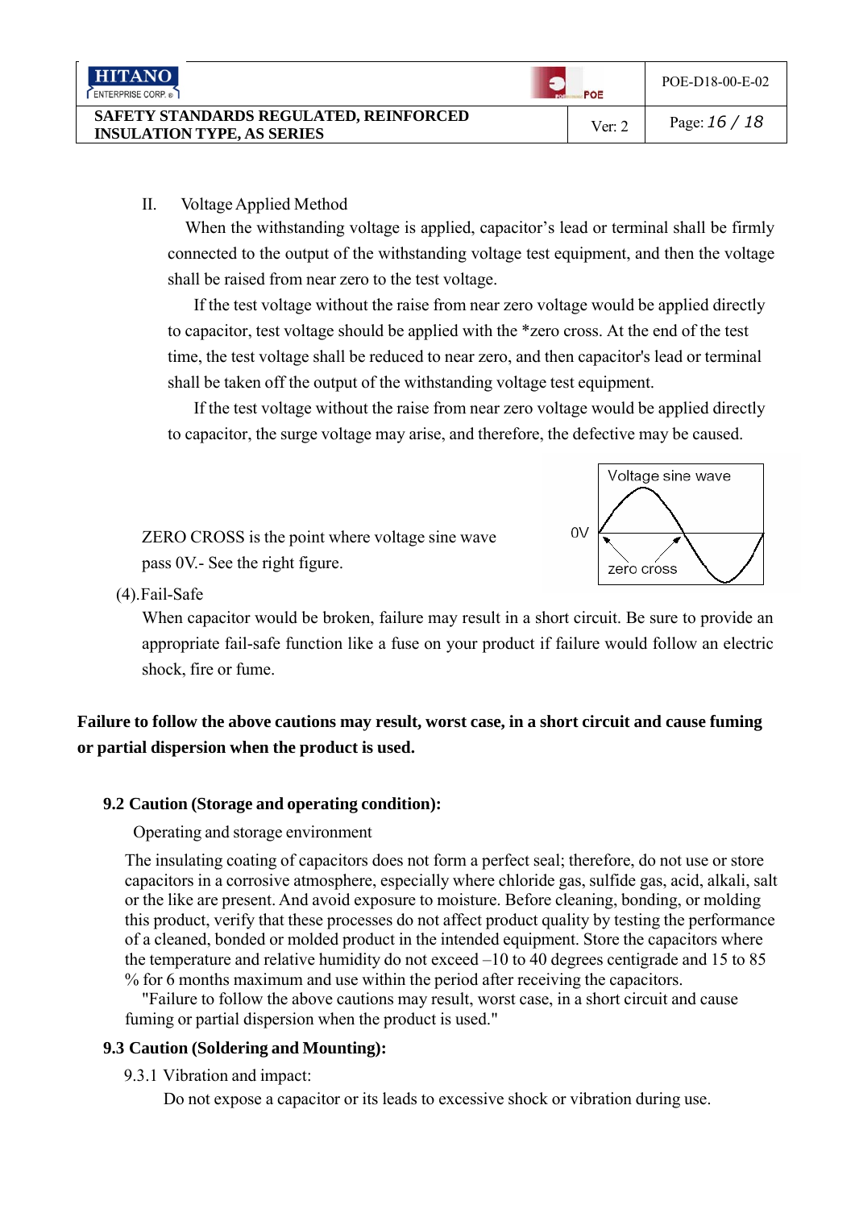II. Voltage Applied Method

When the withstanding voltage is applied, capacitor's lead or terminal shall be firmly connected to the output of the withstanding voltage test equipment, and then the voltage shall be raised from near zero to the test voltage.

If the test voltage without the raise from near zero voltage would be applied directly to capacitor, test voltage should be applied with the *zero cross. At the end of the test time, the test voltage shall be reduced to near zero, and then capacitor's lead or terminal shall be taken off the output of the withstanding voltage test equipment.

If the test voltage without the raise from near zero voltage would be applied directly to capacitor, the surge voltage may arise, and therefore, the defective may be caused.

ZERO CROSS is the point where voltage sine wave pass 0V.- See the right figure.

Voltage sine wave

0V

zero cross

(4).Fail-Safe

When capacitor would be broken, failure may result in a short circuit. Be sure to provide an appropriate fail-safe function like a fuse on your product if failure would follow an electric shock, fire or fume.

**Failure to follow the above cautions may result, worst case, in a short circuit and cause fuming or partial dispersion when the product is used.**

### 9.2 Caution (Storage and operating condition):

Operating and storage environment

The insulating coating of capacitors does not form a perfect seal; therefore, do not use or store capacitors in a corrosive atmosphere, especially where chloride gas, sulfide gas, acid, alkali, salt or the like are present. And avoid exposure to moisture. Before cleaning, bonding, or molding this product, verify that these processes do not affect product quality by testing the performance of a cleaned, bonded or molded product in the intended equipment. Store the capacitors where the temperature and relative humidity do not exceed –10 to 40 degrees centigrade and 15 to 85 % for 6 months maximum and use within the period after receiving the capacitors.

"Failure to follow the above cautions may result, worst case, in a short circuit and cause fuming or partial dispersion when the product is used."

### 9.3 Caution (Soldering and Mounting):

9.3.1 Vibration and impact:

Do not expose a capacitor or its leads to excessive shock or vibration during use.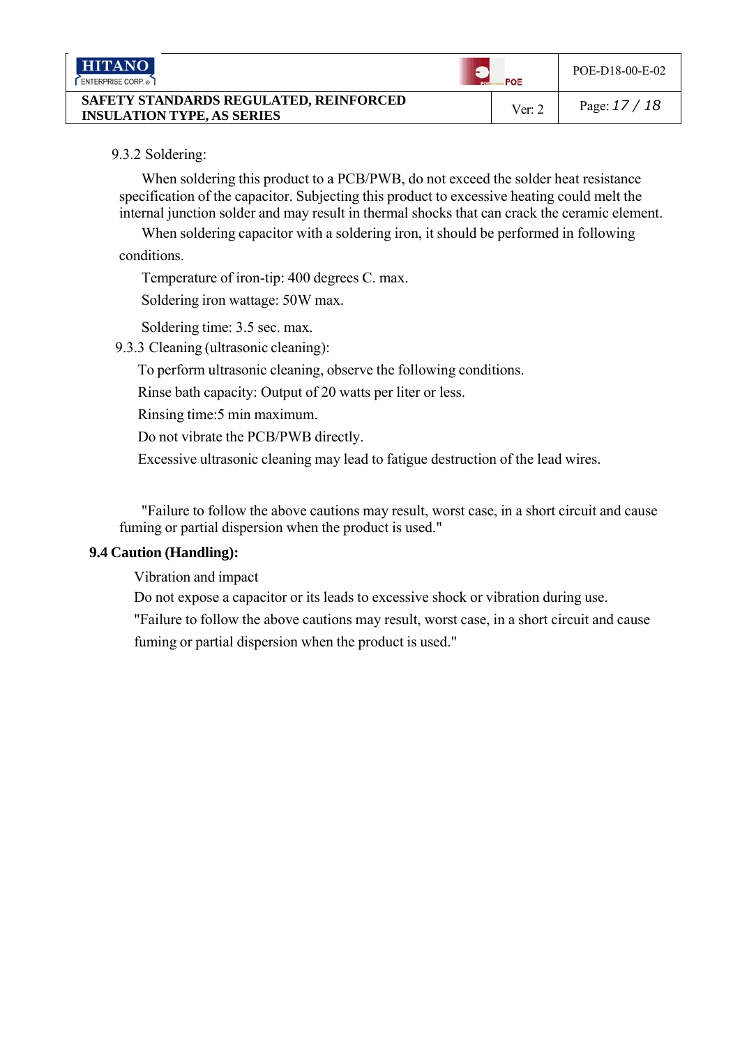9.3.2 Soldering:

When soldering this product to a PCB/PWB, do not exceed the solder heat resistance specification of the capacitor. Subjecting this product to excessive heating could melt the internal junction solder and may result in thermal shocks that can crack the ceramic element.

When soldering capacitor with a soldering iron, it should be performed in following conditions.

Temperature of iron-tip: 400 degrees C. max.

Soldering iron wattage: 50W max.

Soldering time: 3.5 sec. max.

9.3.3 Cleaning (ultrasonic cleaning):

To perform ultrasonic cleaning, observe the following conditions.

Rinse bath capacity: Output of 20 watts per liter or less.

Rinsing time:5 min maximum.

Do not vibrate the PCB/PWB directly.

Excessive ultrasonic cleaning may lead to fatigue destruction of the lead wires.

"Failure to follow the above cautions may result, worst case, in a short circuit and cause fuming or partial dispersion when the product is used."

**9.4 Caution (Handling):**

Vibration and impact

Do not expose a capacitor or its leads to excessive shock or vibration during use.

"Failure to follow the above cautions may result, worst case, in a short circuit and cause fuming or partial dispersion when the product is used."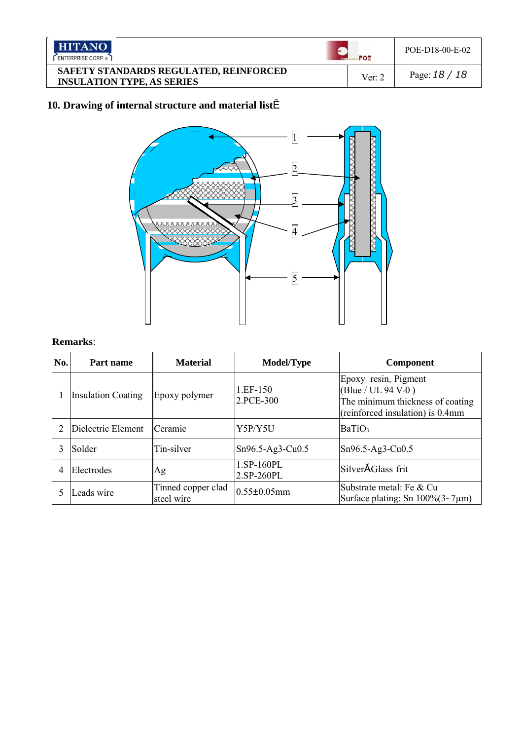## 10. Drawing of internal structure and material list:

1
2
3
4
5

**Remarks**:

| No. | Part name | Material | Model/Type | Component |
|---|---|---|---|---|
| 1 | Insulation Coating | Epoxy polymer | 1.EF-150<br>2.PCE-300 | Epoxy resin, Pigment<br>(Blue / UL 94 V-0 )<br>The minimum thickness of coating (reinforced insulation) is 0.4mm |
| 2 | Dielectric Element | Ceramic | Y5P/Y5U | $BaTiO_3$ |
| 3 | Solder | Tin-silver | Sn96.5-Ag3-Cu0.5 | Sn96.5-Ag3-Cu0.5 |
| 4 | Electrodes | Ag | 1.SP-160PL<br>2.SP-260PL | Silver、Glass frit |
| 5 | Leads wire | Tinned copper clad steel wire | 0.55±0.05mm | Substrate metal: Fe & Cu<br>Surface plating: Sn 100%(3~7µm) |